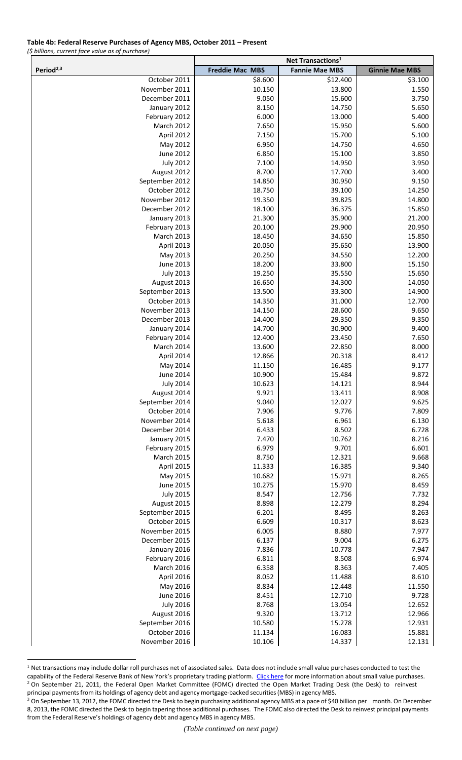**Table 4b: Federal Reserve Purchases of Agency MBS, October 2011 – Present**

*($ billions, current face value as of purchase)*

| Period[2,3] | Net Transactions[1] | | |
|---|---|---|---|
| | Freddie Mac MBS | Fannie Mae MBS | Ginnie Mae MBS |
| October 2011 | $8.600 | $12.400 | $3.100 |
| November 2011 | 10.150 | 13.800 | 1.550 |
| December 2011 | 9.050 | 15.600 | 3.750 |
| January 2012 | 8.150 | 14.750 | 5.650 |
| February 2012 | 6.000 | 13.000 | 5.400 |
| March 2012 | 7.650 | 15.950 | 5.600 |
| April 2012 | 7.150 | 15.700 | 5.100 |
| May 2012 | 6.950 | 14.750 | 4.650 |
| June 2012 | 6.850 | 15.100 | 3.850 |
| July 2012 | 7.100 | 14.950 | 3.950 |
| August 2012 | 8.700 | 17.700 | 3.400 |
| September 2012 | 14.850 | 30.950 | 9.150 |
| October 2012 | 18.750 | 39.100 | 14.250 |
| November 2012 | 19.350 | 39.825 | 14.800 |
| December 2012 | 18.100 | 36.375 | 15.850 |
| January 2013 | 21.300 | 35.900 | 21.200 |
| February 2013 | 20.100 | 29.900 | 20.950 |
| March 2013 | 18.450 | 34.650 | 15.850 |
| April 2013 | 20.050 | 35.650 | 13.900 |
| May 2013 | 20.250 | 34.550 | 12.200 |
| June 2013 | 18.200 | 33.800 | 15.150 |
| July 2013 | 19.250 | 35.550 | 15.650 |
| August 2013 | 16.650 | 34.300 | 14.050 |
| September 2013 | 13.500 | 33.300 | 14.900 |
| October 2013 | 14.350 | 31.000 | 12.700 |
| November 2013 | 14.150 | 28.600 | 9.650 |
| December 2013 | 14.400 | 29.350 | 9.350 |
| January 2014 | 14.700 | 30.900 | 9.400 |
| February 2014 | 12.400 | 23.450 | 7.650 |
| March 2014 | 13.600 | 22.850 | 8.000 |
| April 2014 | 12.866 | 20.318 | 8.412 |
| May 2014 | 11.150 | 16.485 | 9.177 |
| June 2014 | 10.900 | 15.484 | 9.872 |
| July 2014 | 10.623 | 14.121 | 8.944 |
| August 2014 | 9.921 | 13.411 | 8.908 |
| September 2014 | 9.040 | 12.027 | 9.625 |
| October 2014 | 7.906 | 9.776 | 7.809 |
| November 2014 | 5.618 | 6.961 | 6.130 |
| December 2014 | 6.433 | 8.502 | 6.728 |
| January 2015 | 7.470 | 10.762 | 8.216 |
| February 2015 | 6.979 | 9.701 | 6.601 |
| March 2015 | 8.750 | 12.321 | 9.668 |
| April 2015 | 11.333 | 16.385 | 9.340 |
| May 2015 | 10.682 | 15.971 | 8.265 |
| June 2015 | 10.275 | 15.970 | 8.459 |
| July 2015 | 8.547 | 12.756 | 7.732 |
| August 2015 | 8.898 | 12.279 | 8.294 |
| September 2015 | 6.201 | 8.495 | 8.263 |
| October 2015 | 6.609 | 10.317 | 8.623 |
| November 2015 | 6.005 | 8.880 | 7.977 |
| December 2015 | 6.137 | 9.004 | 6.275 |
| January 2016 | 7.836 | 10.778 | 7.947 |
| February 2016 | 6.811 | 8.508 | 6.974 |
| March 2016 | 6.358 | 8.363 | 7.405 |
| April 2016 | 8.052 | 11.488 | 8.610 |
| May 2016 | 8.834 | 12.448 | 11.550 |
| June 2016 | 8.451 | 12.710 | 9.728 |
| July 2016 | 8.768 | 13.054 | 12.652 |
| August 2016 | 9.320 | 13.712 | 12.966 |
| September 2016 | 10.580 | 15.278 | 12.931 |
| October 2016 | 11.134 | 16.083 | 15.881 |
| November 2016 | 10.106 | 14.337 | 12.131 |

[1] Net transactions may include dollar roll purchases net of associated sales. Data does not include small value purchases conducted to test the capability of the Federal Reserve Bank of New York's proprietary trading platform. Click here for more information about small value purchases.

[2] On September 21, 2011, the Federal Open Market Committee (FOMC) directed the Open Market Trading Desk (the Desk) to reinvest principal payments from its holdings of agency debt and agency mortgage-backed securities (MBS) in agency MBS.

[3] On September 13, 2012, the FOMC directed the Desk to begin purchasing additional agency MBS at a pace of $40 billion per month. On December 8, 2013, the FOMC directed the Desk to begin tapering those additional purchases. The FOMC also directed the Desk to reinvest principal payments from the Federal Reserve's holdings of agency debt and agency MBS in agency MBS.

*(Table continued on next page)*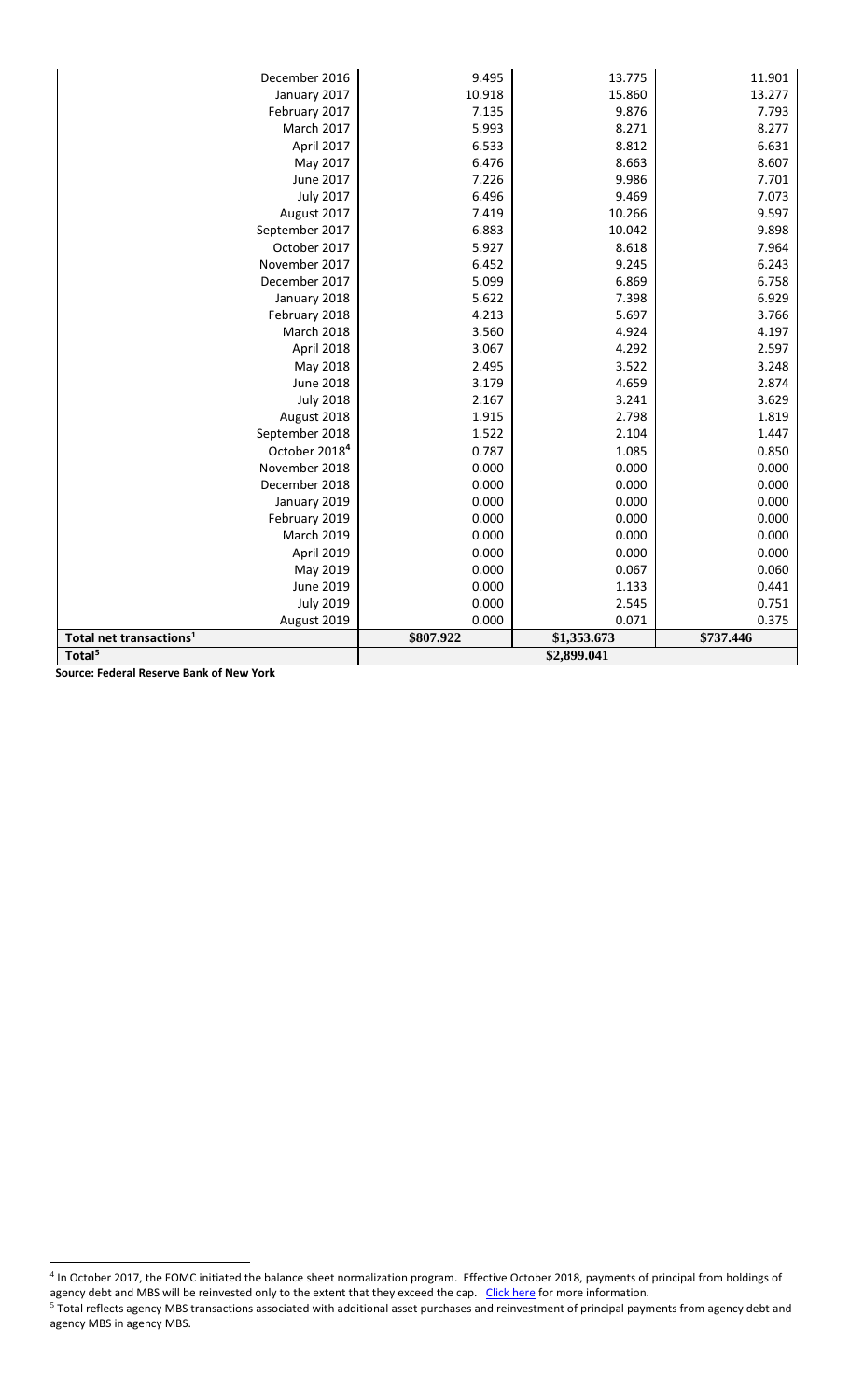| | | | |
|---|---|---|---|
| December 2016 | 9.495 | 13.775 | 11.901 |
| January 2017 | 10.918 | 15.860 | 13.277 |
| February 2017 | 7.135 | 9.876 | 7.793 |
| March 2017 | 5.993 | 8.271 | 8.277 |
| April 2017 | 6.533 | 8.812 | 6.631 |
| May 2017 | 6.476 | 8.663 | 8.607 |
| June 2017 | 7.226 | 9.986 | 7.701 |
| July 2017 | 6.496 | 9.469 | 7.073 |
| August 2017 | 7.419 | 10.266 | 9.597 |
| September 2017 | 6.883 | 10.042 | 9.898 |
| October 2017 | 5.927 | 8.618 | 7.964 |
| November 2017 | 6.452 | 9.245 | 6.243 |
| December 2017 | 5.099 | 6.869 | 6.758 |
| January 2018 | 5.622 | 7.398 | 6.929 |
| February 2018 | 4.213 | 5.697 | 3.766 |
| March 2018 | 3.560 | 4.924 | 4.197 |
| April 2018 | 3.067 | 4.292 | 2.597 |
| May 2018 | 2.495 | 3.522 | 3.248 |
| June 2018 | 3.179 | 4.659 | 2.874 |
| July 2018 | 2.167 | 3.241 | 3.629 |
| August 2018 | 1.915 | 2.798 | 1.819 |
| September 2018 | 1.522 | 2.104 | 1.447 |
| October 2018[4] | 0.787 | 1.085 | 0.850 |
| November 2018 | 0.000 | 0.000 | 0.000 |
| December 2018 | 0.000 | 0.000 | 0.000 |
| January 2019 | 0.000 | 0.000 | 0.000 |
| February 2019 | 0.000 | 0.000 | 0.000 |
| March 2019 | 0.000 | 0.000 | 0.000 |
| April 2019 | 0.000 | 0.000 | 0.000 |
| May 2019 | 0.000 | 0.067 | 0.060 |
| June 2019 | 0.000 | 1.133 | 0.441 |
| July 2019 | 0.000 | 2.545 | 0.751 |
| August 2019 | 0.000 | 0.071 | 0.375 |
| **Total net transactions[1]** | **$807.922** | **$1,353.673** | **$737.446** |
| **Total[5]** | | **$2,899.041** | |

**Source: Federal Reserve Bank of New York**

[4] In October 2017, the FOMC initiated the balance sheet normalization program. Effective October 2018, payments of principal from holdings of agency debt and MBS will be reinvested only to the extent that they exceed the cap. Click here for more information.

[5] Total reflects agency MBS transactions associated with additional asset purchases and reinvestment of principal payments from agency debt and agency MBS in agency MBS.